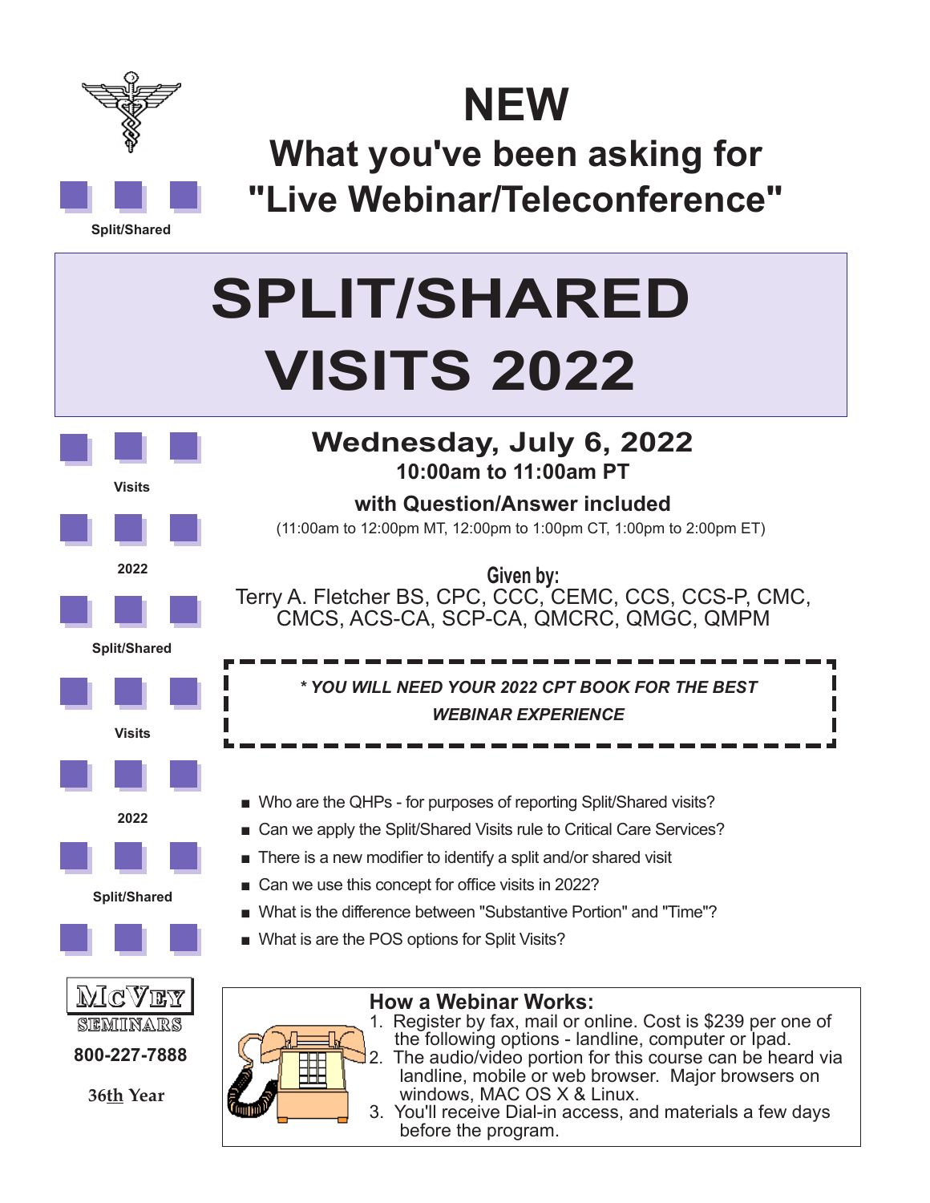# NEW

## What you've been asking for "Live Webinar/Teleconference"

# SPLIT/SHARED VISITS 2022

## Wednesday, July 6, 2022

**10:00am to 11:00am PT**

**with Question/Answer included**

(11:00am to 12:00pm MT, 12:00pm to 1:00pm CT, 1:00pm to 2:00pm ET)

**Given by:**

Terry A. Fletcher BS, CPC, CCC, CEMC, CCS, CCS-P, CMC, CMCS, ACS-CA, SCP-CA, QMCRC, QMGC, QMPM

***\* YOU WILL NEED YOUR 2022 CPT BOOK FOR THE BEST WEBINAR EXPERIENCE***

- Who are the QHPs - for purposes of reporting Split/Shared visits?
- Can we apply the Split/Shared Visits rule to Critical Care Services?
- There is a new modifier to identify a split and/or shared visit
- Can we use this concept for office visits in 2022?
- What is the difference between "Substantive Portion" and "Time"?
- What is are the POS options for Split Visits?

### How a Webinar Works:

1. Register by fax, mail or online. Cost is $239 per one of the following options - landline, computer or Ipad.
2. The audio/video portion for this course can be heard via landline, mobile or web browser. Major browsers on windows, MAC OS X & Linux.
3. You'll receive Dial-in access, and materials a few days before the program.

McVEY SEMINARS

**800-227-7888**

**36th Year**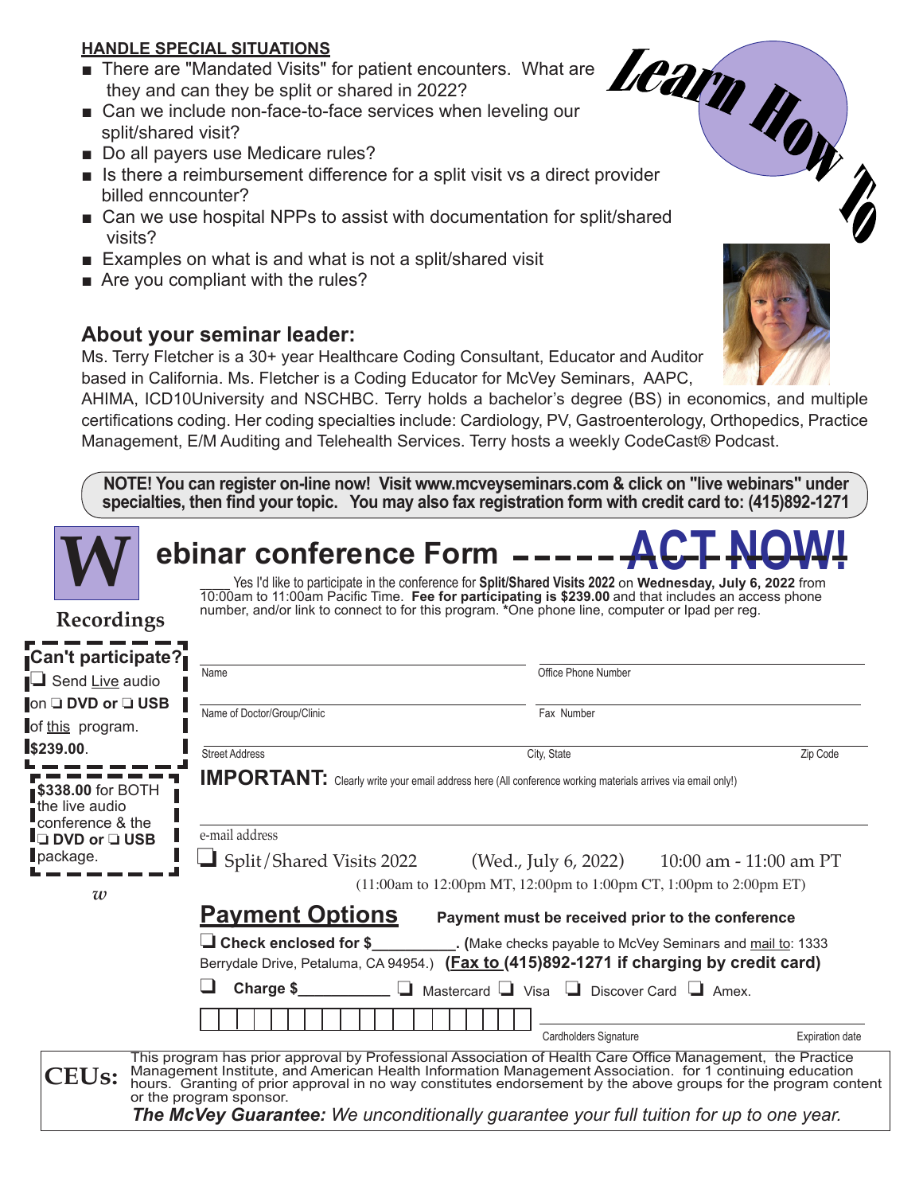## HANDLE SPECIAL SITUATIONS

- There are "Mandated Visits" for patient encounters. What are they and can they be split or shared in 2022?
- Can we include non-face-to-face services when leveling our split/shared visit?
- Do all payers use Medicare rules?
- Is there a reimbursement difference for a split visit vs a direct provider billed enncounter?
- Can we use hospital NPPs to assist with documentation for split/shared visits?
- Examples on what is and what is not a split/shared visit
- Are you compliant with the rules?

Learn How To

### About your seminar leader:

Ms. Terry Fletcher is a 30+ year Healthcare Coding Consultant, Educator and Auditor based in California. Ms. Fletcher is a Coding Educator for McVey Seminars, AAPC, AHIMA, ICD10University and NSCHBC. Terry holds a bachelor's degree (BS) in economics, and multiple certifications coding. Her coding specialties include: Cardiology, PV, Gastroenterology, Orthopedics, Practice Management, E/M Auditing and Telehealth Services. Terry hosts a weekly CodeCast® Podcast.

**NOTE! You can register on-line now! Visit www.mcveyseminars.com & click on "live webinars" under specialties, then find your topic. You may also fax registration form with credit card to: (415)892-1271**

## Webinar conference Form ----- ACT NOW!

____ Yes I'd like to participate in the conference for **Split/Shared Visits 2022** on **Wednesday, July 6, 2022** from 10:00am to 11:00am Pacific Time. **Fee for participating is $239.00** and that includes an access phone number, and/or link to connect to for this program. *One phone line, computer or Ipad per reg.

**Recordings**

**Can't participate?**
❑ Send Live audio on ❑ **DVD or** ❑ **USB** of this program. **$239.00**.

**$338.00** for BOTH the live audio conference & the ❑ **DVD or** ❑ **USB** package.

Name ______________________ Office Phone Number ______________________

Name of Doctor/Group/Clinic ______________________ Fax Number ______________________

Street Address ______________________ City, State ______________________ Zip Code ________

**IMPORTANT:** Clearly write your email address here (All conference working materials arrives via email only!)

e-mail address ______________________

❑ Split/Shared Visits 2022 (Wed., July 6, 2022) 10:00 am - 11:00 am PT
(11:00am to 12:00pm MT, 12:00pm to 1:00pm CT, 1:00pm to 2:00pm ET)

## Payment Options

**Payment must be received prior to the conference**

❑ **Check enclosed for $__________.** (Make checks payable to McVey Seminars and mail to: 1333 Berrydale Drive, Petaluma, CA 94954.) **(Fax to (415)892-1271 if charging by credit card)**

❑ **Charge $__________** ❑ Mastercard ❑ Visa ❑ Discover Card ❑ Amex.

Cardholders Signature ______________________ Expiration date ________

**CEUs:** This program has prior approval by Professional Association of Health Care Office Management, the Practice Management Institute, and American Health Information Management Association. for 1 continuing education hours. Granting of prior approval in no way constitutes endorsement by the above groups for the program content or the program sponsor.

***The McVey Guarantee:*** *We unconditionally guarantee your full tuition for up to one year.*